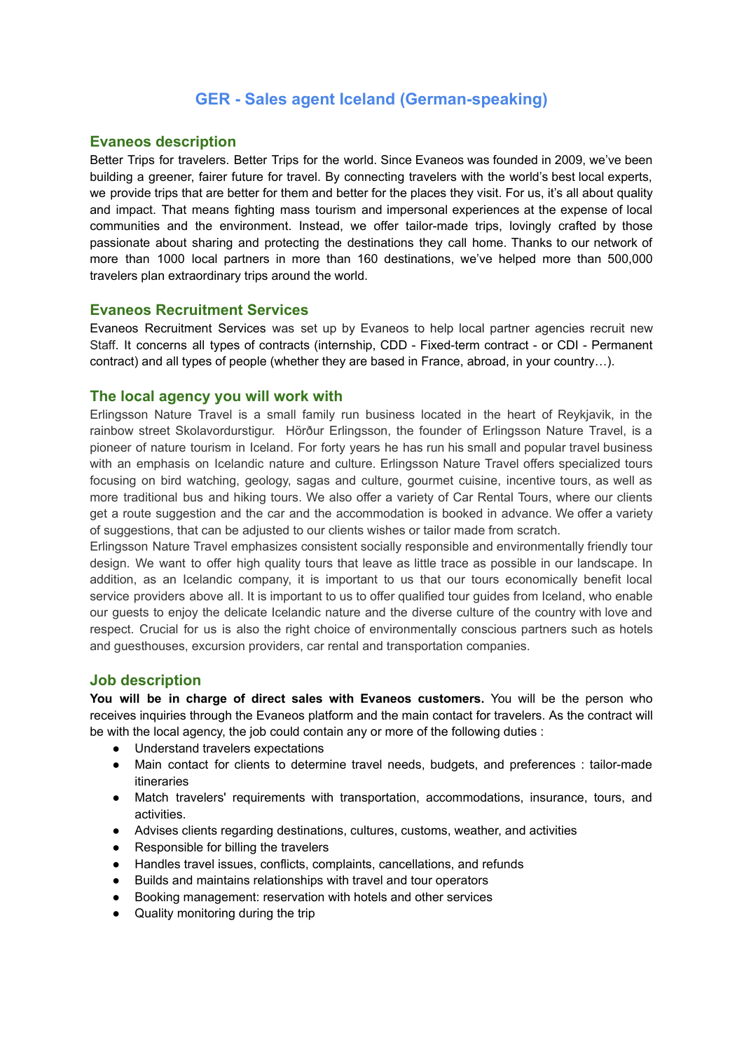# GER - Sales agent Iceland (German-speaking)

## Evaneos description

Better Trips for travelers. Better Trips for the world. Since Evaneos was founded in 2009, we've been building a greener, fairer future for travel. By connecting travelers with the world's best local experts, we provide trips that are better for them and better for the places they visit. For us, it's all about quality and impact. That means fighting mass tourism and impersonal experiences at the expense of local communities and the environment. Instead, we offer tailor-made trips, lovingly crafted by those passionate about sharing and protecting the destinations they call home. Thanks to our network of more than 1000 local partners in more than 160 destinations, we've helped more than 500,000 travelers plan extraordinary trips around the world.

## Evaneos Recruitment Services

Evaneos Recruitment Services was set up by Evaneos to help local partner agencies recruit new Staff. It concerns all types of contracts (internship, CDD - Fixed-term contract - or CDI - Permanent contract) and all types of people (whether they are based in France, abroad, in your country…).

## The local agency you will work with

Erlingsson Nature Travel is a small family run business located in the heart of Reykjavik, in the rainbow street Skolavordurstigur. Hörður Erlingsson, the founder of Erlingsson Nature Travel, is a pioneer of nature tourism in Iceland. For forty years he has run his small and popular travel business with an emphasis on Icelandic nature and culture. Erlingsson Nature Travel offers specialized tours focusing on bird watching, geology, sagas and culture, gourmet cuisine, incentive tours, as well as more traditional bus and hiking tours. We also offer a variety of Car Rental Tours, where our clients get a route suggestion and the car and the accommodation is booked in advance. We offer a variety of suggestions, that can be adjusted to our clients wishes or tailor made from scratch.

Erlingsson Nature Travel emphasizes consistent socially responsible and environmentally friendly tour design. We want to offer high quality tours that leave as little trace as possible in our landscape. In addition, as an Icelandic company, it is important to us that our tours economically benefit local service providers above all. It is important to us to offer qualified tour guides from Iceland, who enable our guests to enjoy the delicate Icelandic nature and the diverse culture of the country with love and respect. Crucial for us is also the right choice of environmentally conscious partners such as hotels and guesthouses, excursion providers, car rental and transportation companies.

## Job description

**You will be in charge of direct sales with Evaneos customers.** You will be the person who receives inquiries through the Evaneos platform and the main contact for travelers. As the contract will be with the local agency, the job could contain any or more of the following duties :

- Understand travelers expectations
- Main contact for clients to determine travel needs, budgets, and preferences : tailor-made itineraries
- Match travelers' requirements with transportation, accommodations, insurance, tours, and activities.
- Advises clients regarding destinations, cultures, customs, weather, and activities
- Responsible for billing the travelers
- Handles travel issues, conflicts, complaints, cancellations, and refunds
- Builds and maintains relationships with travel and tour operators
- Booking management: reservation with hotels and other services
- Quality monitoring during the trip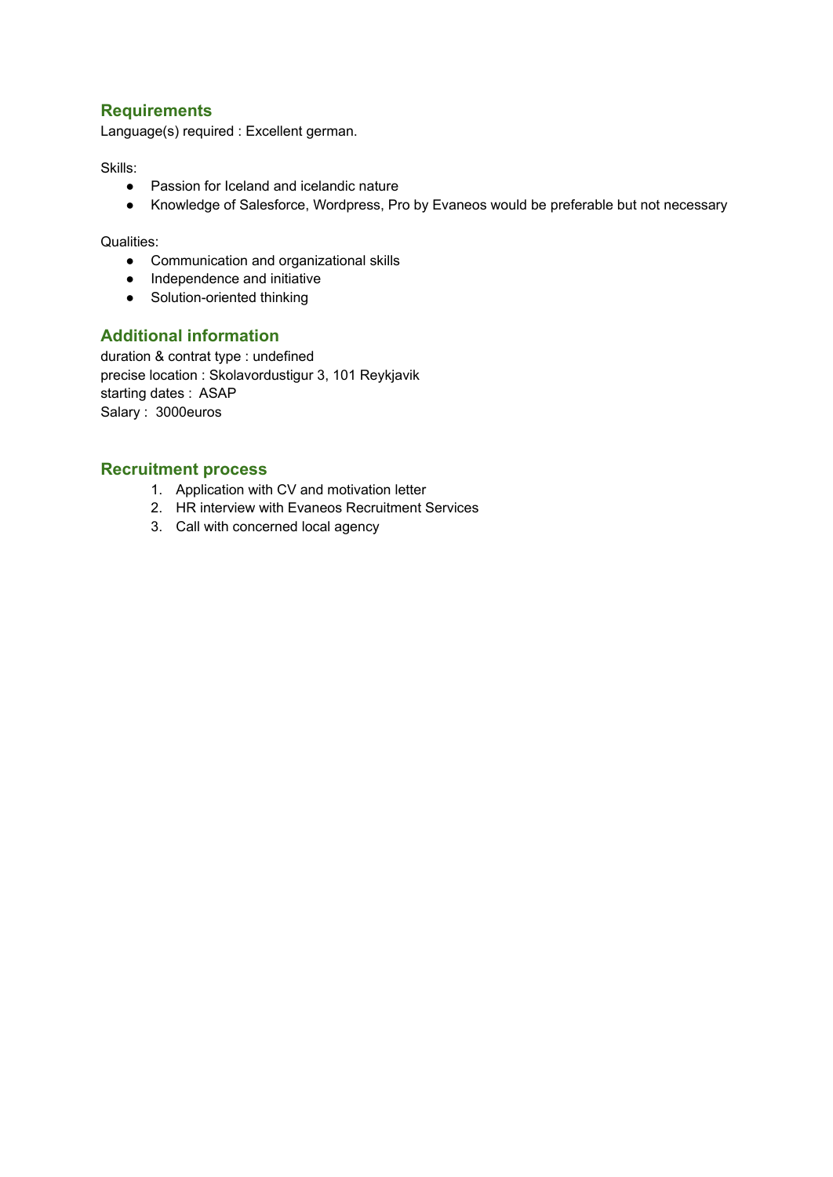## Requirements

Language(s) required : Excellent german.

Skills:

- Passion for Iceland and icelandic nature
- Knowledge of Salesforce, Wordpress, Pro by Evaneos would be preferable but not necessary

Qualities:

- Communication and organizational skills
- Independence and initiative
- Solution-oriented thinking

## Additional information

duration & contrat type : undefined
precise location : Skolavordustigur 3, 101 Reykjavik
starting dates :  ASAP
Salary :  3000euros

## Recruitment process

1. Application with CV and motivation letter
2. HR interview with Evaneos Recruitment Services
3. Call with concerned local agency